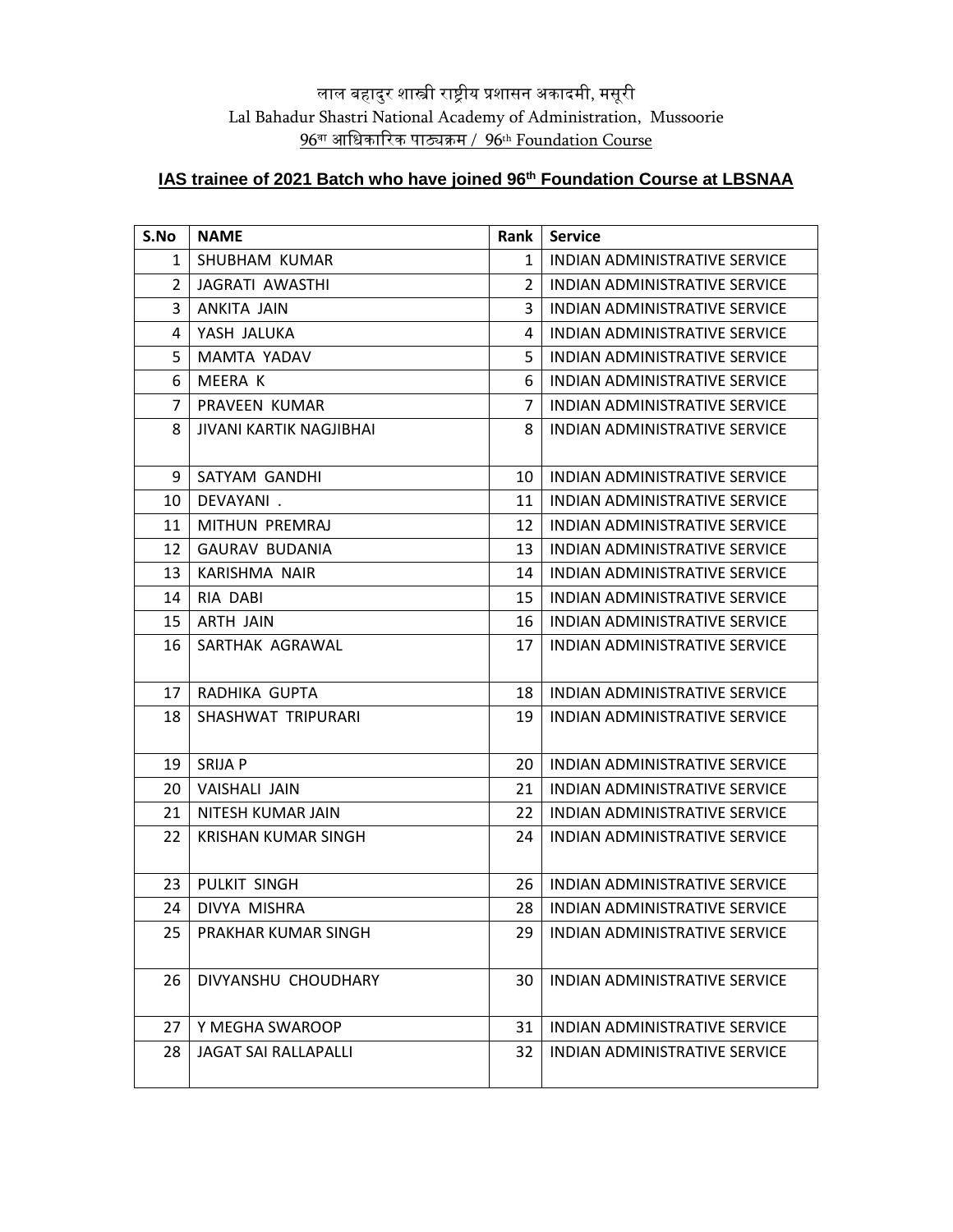लाल बहादुर शास्त्री राष्ट्रीय प्रशासन अकादमी, मसूरी
Lal Bahadur Shastri National Academy of Administration, Mussoorie
96वा आधिकारिक पाठ्यक्रम / 96th Foundation Course

## IAS trainee of 2021 Batch who have joined 96th Foundation Course at LBSNAA

| S.No | NAME | Rank | Service |
|---|---|---|---|
| 1 | SHUBHAM KUMAR | 1 | INDIAN ADMINISTRATIVE SERVICE |
| 2 | JAGRATI AWASTHI | 2 | INDIAN ADMINISTRATIVE SERVICE |
| 3 | ANKITA JAIN | 3 | INDIAN ADMINISTRATIVE SERVICE |
| 4 | YASH JALUKA | 4 | INDIAN ADMINISTRATIVE SERVICE |
| 5 | MAMTA YADAV | 5 | INDIAN ADMINISTRATIVE SERVICE |
| 6 | MEERA K | 6 | INDIAN ADMINISTRATIVE SERVICE |
| 7 | PRAVEEN KUMAR | 7 | INDIAN ADMINISTRATIVE SERVICE |
| 8 | JIVANI KARTIK NAGJIBHAI | 8 | INDIAN ADMINISTRATIVE SERVICE |
| 9 | SATYAM GANDHI | 10 | INDIAN ADMINISTRATIVE SERVICE |
| 10 | DEVAYANI . | 11 | INDIAN ADMINISTRATIVE SERVICE |
| 11 | MITHUN PREMRAJ | 12 | INDIAN ADMINISTRATIVE SERVICE |
| 12 | GAURAV BUDANIA | 13 | INDIAN ADMINISTRATIVE SERVICE |
| 13 | KARISHMA NAIR | 14 | INDIAN ADMINISTRATIVE SERVICE |
| 14 | RIA DABI | 15 | INDIAN ADMINISTRATIVE SERVICE |
| 15 | ARTH JAIN | 16 | INDIAN ADMINISTRATIVE SERVICE |
| 16 | SARTHAK AGRAWAL | 17 | INDIAN ADMINISTRATIVE SERVICE |
| 17 | RADHIKA GUPTA | 18 | INDIAN ADMINISTRATIVE SERVICE |
| 18 | SHASHWAT TRIPURARI | 19 | INDIAN ADMINISTRATIVE SERVICE |
| 19 | SRIJA P | 20 | INDIAN ADMINISTRATIVE SERVICE |
| 20 | VAISHALI JAIN | 21 | INDIAN ADMINISTRATIVE SERVICE |
| 21 | NITESH KUMAR JAIN | 22 | INDIAN ADMINISTRATIVE SERVICE |
| 22 | KRISHAN KUMAR SINGH | 24 | INDIAN ADMINISTRATIVE SERVICE |
| 23 | PULKIT SINGH | 26 | INDIAN ADMINISTRATIVE SERVICE |
| 24 | DIVYA MISHRA | 28 | INDIAN ADMINISTRATIVE SERVICE |
| 25 | PRAKHAR KUMAR SINGH | 29 | INDIAN ADMINISTRATIVE SERVICE |
| 26 | DIVYANSHU CHOUDHARY | 30 | INDIAN ADMINISTRATIVE SERVICE |
| 27 | Y MEGHA SWAROOP | 31 | INDIAN ADMINISTRATIVE SERVICE |
| 28 | JAGAT SAI RALLAPALLI | 32 | INDIAN ADMINISTRATIVE SERVICE |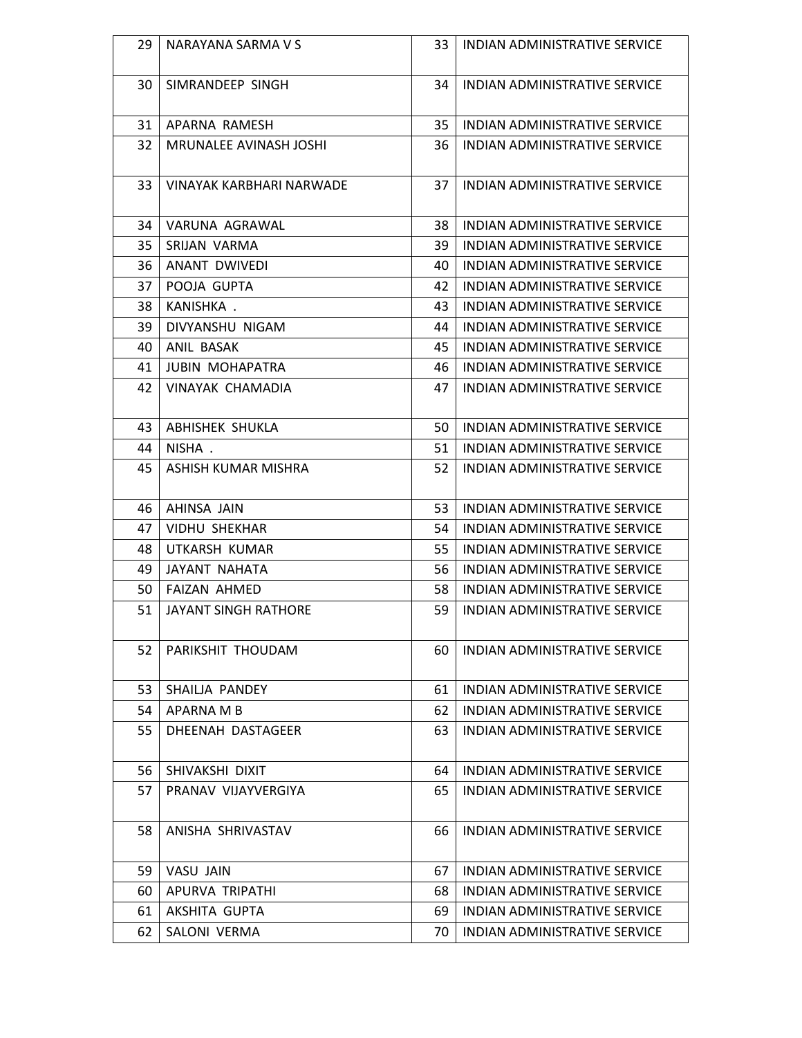| | | | |
|---|---|---|---|
| 29 | NARAYANA SARMA V S | 33 | INDIAN ADMINISTRATIVE SERVICE |
| 30 | SIMRANDEEP SINGH | 34 | INDIAN ADMINISTRATIVE SERVICE |
| 31 | APARNA RAMESH | 35 | INDIAN ADMINISTRATIVE SERVICE |
| 32 | MRUNALEE AVINASH JOSHI | 36 | INDIAN ADMINISTRATIVE SERVICE |
| 33 | VINAYAK KARBHARI NARWADE | 37 | INDIAN ADMINISTRATIVE SERVICE |
| 34 | VARUNA AGRAWAL | 38 | INDIAN ADMINISTRATIVE SERVICE |
| 35 | SRIJAN VARMA | 39 | INDIAN ADMINISTRATIVE SERVICE |
| 36 | ANANT DWIVEDI | 40 | INDIAN ADMINISTRATIVE SERVICE |
| 37 | POOJA GUPTA | 42 | INDIAN ADMINISTRATIVE SERVICE |
| 38 | KANISHKA . | 43 | INDIAN ADMINISTRATIVE SERVICE |
| 39 | DIVYANSHU NIGAM | 44 | INDIAN ADMINISTRATIVE SERVICE |
| 40 | ANIL BASAK | 45 | INDIAN ADMINISTRATIVE SERVICE |
| 41 | JUBIN MOHAPATRA | 46 | INDIAN ADMINISTRATIVE SERVICE |
| 42 | VINAYAK CHAMADIA | 47 | INDIAN ADMINISTRATIVE SERVICE |
| 43 | ABHISHEK SHUKLA | 50 | INDIAN ADMINISTRATIVE SERVICE |
| 44 | NISHA . | 51 | INDIAN ADMINISTRATIVE SERVICE |
| 45 | ASHISH KUMAR MISHRA | 52 | INDIAN ADMINISTRATIVE SERVICE |
| 46 | AHINSA JAIN | 53 | INDIAN ADMINISTRATIVE SERVICE |
| 47 | VIDHU SHEKHAR | 54 | INDIAN ADMINISTRATIVE SERVICE |
| 48 | UTKARSH KUMAR | 55 | INDIAN ADMINISTRATIVE SERVICE |
| 49 | JAYANT NAHATA | 56 | INDIAN ADMINISTRATIVE SERVICE |
| 50 | FAIZAN AHMED | 58 | INDIAN ADMINISTRATIVE SERVICE |
| 51 | JAYANT SINGH RATHORE | 59 | INDIAN ADMINISTRATIVE SERVICE |
| 52 | PARIKSHIT THOUDAM | 60 | INDIAN ADMINISTRATIVE SERVICE |
| 53 | SHAILJA PANDEY | 61 | INDIAN ADMINISTRATIVE SERVICE |
| 54 | APARNA M B | 62 | INDIAN ADMINISTRATIVE SERVICE |
| 55 | DHEENAH DASTAGEER | 63 | INDIAN ADMINISTRATIVE SERVICE |
| 56 | SHIVAKSHI DIXIT | 64 | INDIAN ADMINISTRATIVE SERVICE |
| 57 | PRANAV VIJAYVERGIYA | 65 | INDIAN ADMINISTRATIVE SERVICE |
| 58 | ANISHA SHRIVASTAV | 66 | INDIAN ADMINISTRATIVE SERVICE |
| 59 | VASU JAIN | 67 | INDIAN ADMINISTRATIVE SERVICE |
| 60 | APURVA TRIPATHI | 68 | INDIAN ADMINISTRATIVE SERVICE |
| 61 | AKSHITA GUPTA | 69 | INDIAN ADMINISTRATIVE SERVICE |
| 62 | SALONI VERMA | 70 | INDIAN ADMINISTRATIVE SERVICE |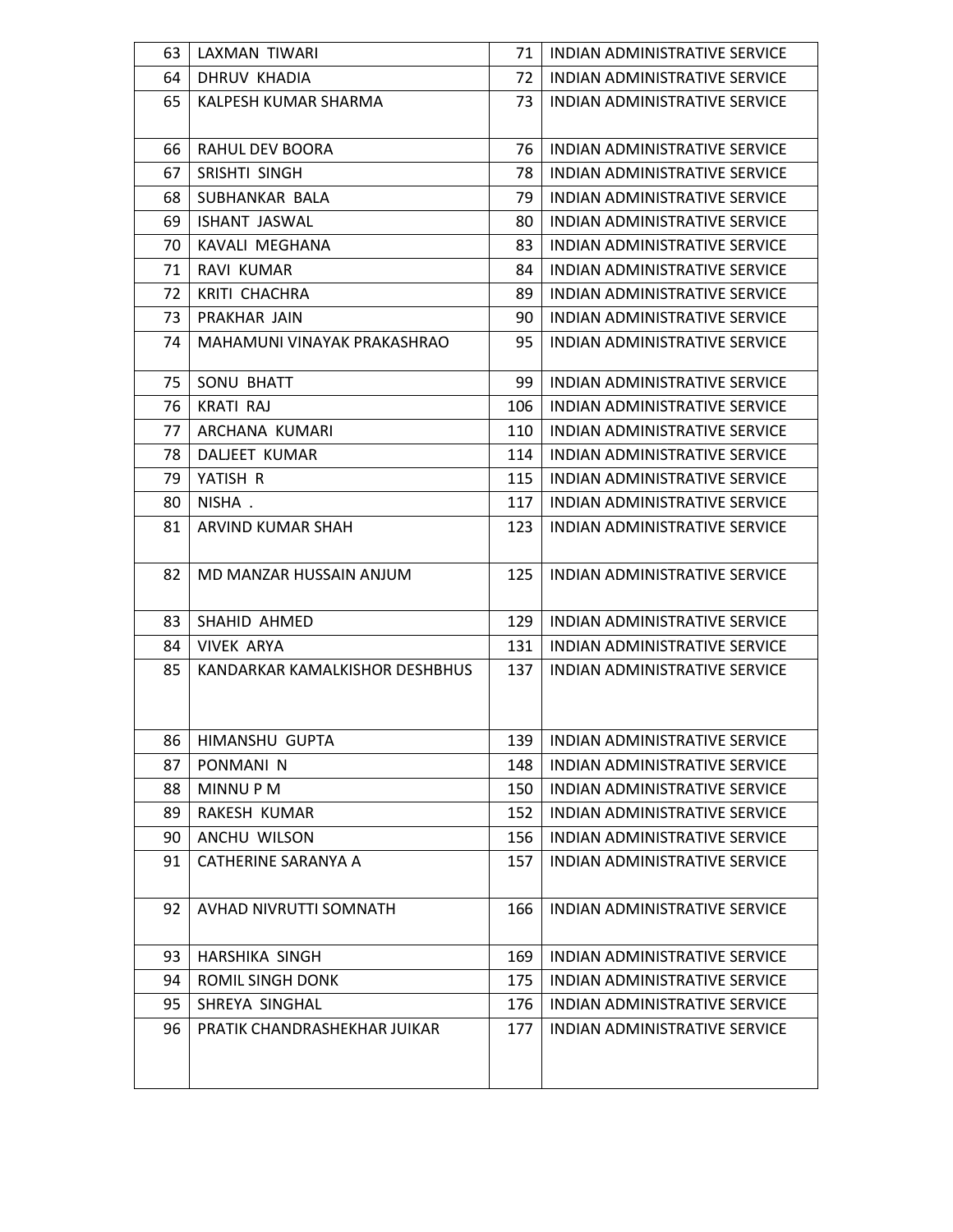| | | | |
|---|---|---|---|
| 63 | LAXMAN TIWARI | 71 | INDIAN ADMINISTRATIVE SERVICE |
| 64 | DHRUV KHADIA | 72 | INDIAN ADMINISTRATIVE SERVICE |
| 65 | KALPESH KUMAR SHARMA | 73 | INDIAN ADMINISTRATIVE SERVICE |
| 66 | RAHUL DEV BOORA | 76 | INDIAN ADMINISTRATIVE SERVICE |
| 67 | SRISHTI SINGH | 78 | INDIAN ADMINISTRATIVE SERVICE |
| 68 | SUBHANKAR BALA | 79 | INDIAN ADMINISTRATIVE SERVICE |
| 69 | ISHANT JASWAL | 80 | INDIAN ADMINISTRATIVE SERVICE |
| 70 | KAVALI MEGHANA | 83 | INDIAN ADMINISTRATIVE SERVICE |
| 71 | RAVI KUMAR | 84 | INDIAN ADMINISTRATIVE SERVICE |
| 72 | KRITI CHACHRA | 89 | INDIAN ADMINISTRATIVE SERVICE |
| 73 | PRAKHAR JAIN | 90 | INDIAN ADMINISTRATIVE SERVICE |
| 74 | MAHAMUNI VINAYAK PRAKASHRAO | 95 | INDIAN ADMINISTRATIVE SERVICE |
| 75 | SONU BHATT | 99 | INDIAN ADMINISTRATIVE SERVICE |
| 76 | KRATI RAJ | 106 | INDIAN ADMINISTRATIVE SERVICE |
| 77 | ARCHANA KUMARI | 110 | INDIAN ADMINISTRATIVE SERVICE |
| 78 | DALJEET KUMAR | 114 | INDIAN ADMINISTRATIVE SERVICE |
| 79 | YATISH R | 115 | INDIAN ADMINISTRATIVE SERVICE |
| 80 | NISHA . | 117 | INDIAN ADMINISTRATIVE SERVICE |
| 81 | ARVIND KUMAR SHAH | 123 | INDIAN ADMINISTRATIVE SERVICE |
| 82 | MD MANZAR HUSSAIN ANJUM | 125 | INDIAN ADMINISTRATIVE SERVICE |
| 83 | SHAHID AHMED | 129 | INDIAN ADMINISTRATIVE SERVICE |
| 84 | VIVEK ARYA | 131 | INDIAN ADMINISTRATIVE SERVICE |
| 85 | KANDARKAR KAMALKISHOR DESHBHUS | 137 | INDIAN ADMINISTRATIVE SERVICE |
| 86 | HIMANSHU GUPTA | 139 | INDIAN ADMINISTRATIVE SERVICE |
| 87 | PONMANI N | 148 | INDIAN ADMINISTRATIVE SERVICE |
| 88 | MINNU P M | 150 | INDIAN ADMINISTRATIVE SERVICE |
| 89 | RAKESH KUMAR | 152 | INDIAN ADMINISTRATIVE SERVICE |
| 90 | ANCHU WILSON | 156 | INDIAN ADMINISTRATIVE SERVICE |
| 91 | CATHERINE SARANYA A | 157 | INDIAN ADMINISTRATIVE SERVICE |
| 92 | AVHAD NIVRUTTI SOMNATH | 166 | INDIAN ADMINISTRATIVE SERVICE |
| 93 | HARSHIKA SINGH | 169 | INDIAN ADMINISTRATIVE SERVICE |
| 94 | ROMIL SINGH DONK | 175 | INDIAN ADMINISTRATIVE SERVICE |
| 95 | SHREYA SINGHAL | 176 | INDIAN ADMINISTRATIVE SERVICE |
| 96 | PRATIK CHANDRASHEKHAR JUIKAR | 177 | INDIAN ADMINISTRATIVE SERVICE |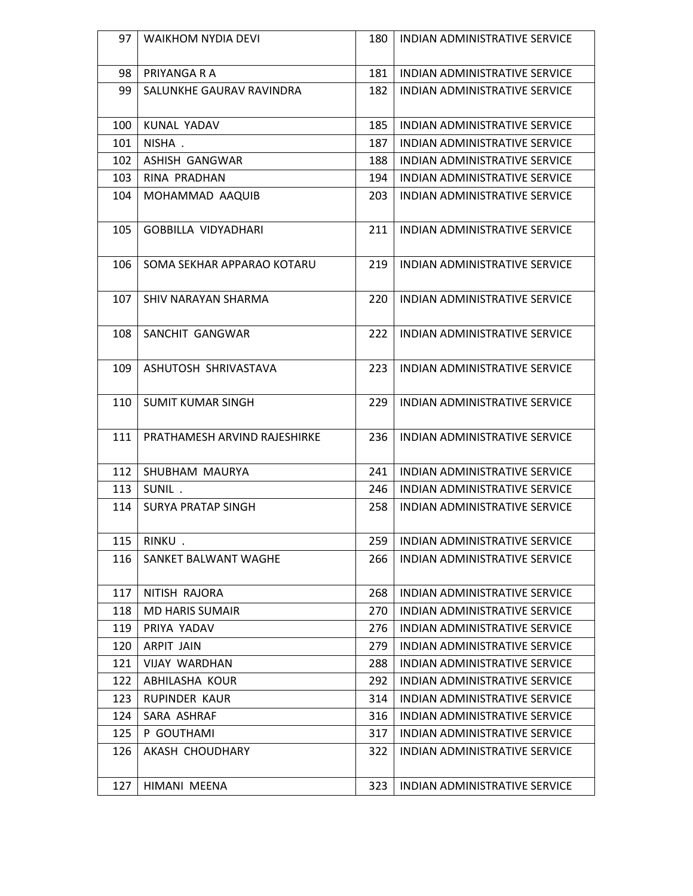| | | | |
|---|---|---|---|
| 97 | WAIKHOM NYDIA DEVI | 180 | INDIAN ADMINISTRATIVE SERVICE |
| 98 | PRIYANGA R A | 181 | INDIAN ADMINISTRATIVE SERVICE |
| 99 | SALUNKHE GAURAV RAVINDRA | 182 | INDIAN ADMINISTRATIVE SERVICE |
| 100 | KUNAL YADAV | 185 | INDIAN ADMINISTRATIVE SERVICE |
| 101 | NISHA . | 187 | INDIAN ADMINISTRATIVE SERVICE |
| 102 | ASHISH GANGWAR | 188 | INDIAN ADMINISTRATIVE SERVICE |
| 103 | RINA PRADHAN | 194 | INDIAN ADMINISTRATIVE SERVICE |
| 104 | MOHAMMAD AAQUIB | 203 | INDIAN ADMINISTRATIVE SERVICE |
| 105 | GOBBILLA VIDYADHARI | 211 | INDIAN ADMINISTRATIVE SERVICE |
| 106 | SOMA SEKHAR APPARAO KOTARU | 219 | INDIAN ADMINISTRATIVE SERVICE |
| 107 | SHIV NARAYAN SHARMA | 220 | INDIAN ADMINISTRATIVE SERVICE |
| 108 | SANCHIT GANGWAR | 222 | INDIAN ADMINISTRATIVE SERVICE |
| 109 | ASHUTOSH SHRIVASTAVA | 223 | INDIAN ADMINISTRATIVE SERVICE |
| 110 | SUMIT KUMAR SINGH | 229 | INDIAN ADMINISTRATIVE SERVICE |
| 111 | PRATHAMESH ARVIND RAJESHIRKE | 236 | INDIAN ADMINISTRATIVE SERVICE |
| 112 | SHUBHAM MAURYA | 241 | INDIAN ADMINISTRATIVE SERVICE |
| 113 | SUNIL . | 246 | INDIAN ADMINISTRATIVE SERVICE |
| 114 | SURYA PRATAP SINGH | 258 | INDIAN ADMINISTRATIVE SERVICE |
| 115 | RINKU . | 259 | INDIAN ADMINISTRATIVE SERVICE |
| 116 | SANKET BALWANT WAGHE | 266 | INDIAN ADMINISTRATIVE SERVICE |
| 117 | NITISH RAJORA | 268 | INDIAN ADMINISTRATIVE SERVICE |
| 118 | MD HARIS SUMAIR | 270 | INDIAN ADMINISTRATIVE SERVICE |
| 119 | PRIYA YADAV | 276 | INDIAN ADMINISTRATIVE SERVICE |
| 120 | ARPIT JAIN | 279 | INDIAN ADMINISTRATIVE SERVICE |
| 121 | VIJAY WARDHAN | 288 | INDIAN ADMINISTRATIVE SERVICE |
| 122 | ABHILASHA KOUR | 292 | INDIAN ADMINISTRATIVE SERVICE |
| 123 | RUPINDER KAUR | 314 | INDIAN ADMINISTRATIVE SERVICE |
| 124 | SARA ASHRAF | 316 | INDIAN ADMINISTRATIVE SERVICE |
| 125 | P GOUTHAMI | 317 | INDIAN ADMINISTRATIVE SERVICE |
| 126 | AKASH CHOUDHARY | 322 | INDIAN ADMINISTRATIVE SERVICE |
| 127 | HIMANI MEENA | 323 | INDIAN ADMINISTRATIVE SERVICE |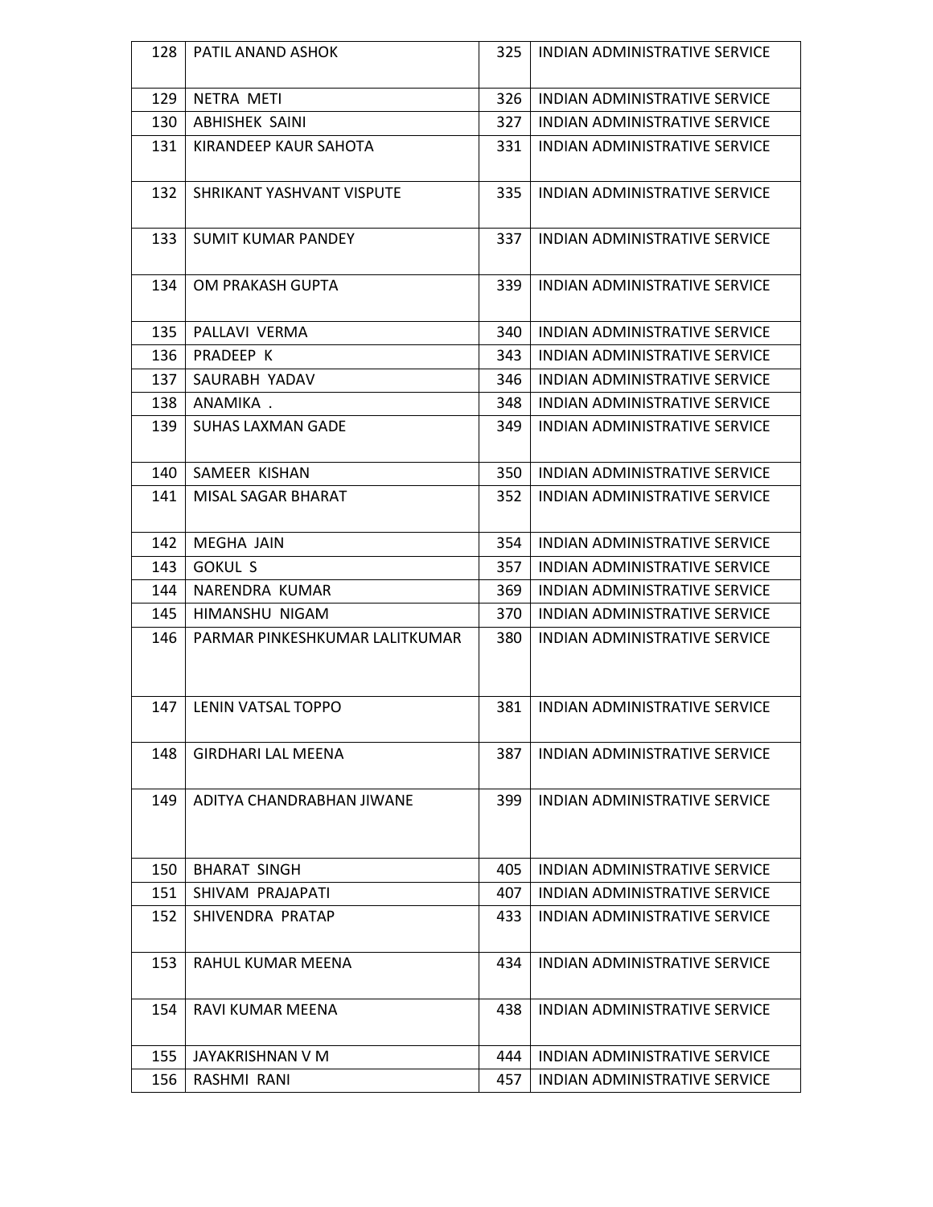| 128 | PATIL ANAND ASHOK | 325 | INDIAN ADMINISTRATIVE SERVICE |
|---|---|---|---|
| 129 | NETRA METI | 326 | INDIAN ADMINISTRATIVE SERVICE |
| 130 | ABHISHEK SAINI | 327 | INDIAN ADMINISTRATIVE SERVICE |
| 131 | KIRANDEEP KAUR SAHOTA | 331 | INDIAN ADMINISTRATIVE SERVICE |
| 132 | SHRIKANT YASHVANT VISPUTE | 335 | INDIAN ADMINISTRATIVE SERVICE |
| 133 | SUMIT KUMAR PANDEY | 337 | INDIAN ADMINISTRATIVE SERVICE |
| 134 | OM PRAKASH GUPTA | 339 | INDIAN ADMINISTRATIVE SERVICE |
| 135 | PALLAVI VERMA | 340 | INDIAN ADMINISTRATIVE SERVICE |
| 136 | PRADEEP K | 343 | INDIAN ADMINISTRATIVE SERVICE |
| 137 | SAURABH YADAV | 346 | INDIAN ADMINISTRATIVE SERVICE |
| 138 | ANAMIKA . | 348 | INDIAN ADMINISTRATIVE SERVICE |
| 139 | SUHAS LAXMAN GADE | 349 | INDIAN ADMINISTRATIVE SERVICE |
| 140 | SAMEER KISHAN | 350 | INDIAN ADMINISTRATIVE SERVICE |
| 141 | MISAL SAGAR BHARAT | 352 | INDIAN ADMINISTRATIVE SERVICE |
| 142 | MEGHA JAIN | 354 | INDIAN ADMINISTRATIVE SERVICE |
| 143 | GOKUL S | 357 | INDIAN ADMINISTRATIVE SERVICE |
| 144 | NARENDRA KUMAR | 369 | INDIAN ADMINISTRATIVE SERVICE |
| 145 | HIMANSHU NIGAM | 370 | INDIAN ADMINISTRATIVE SERVICE |
| 146 | PARMAR PINKESHKUMAR LALITKUMAR | 380 | INDIAN ADMINISTRATIVE SERVICE |
| 147 | LENIN VATSAL TOPPO | 381 | INDIAN ADMINISTRATIVE SERVICE |
| 148 | GIRDHARI LAL MEENA | 387 | INDIAN ADMINISTRATIVE SERVICE |
| 149 | ADITYA CHANDRABHAN JIWANE | 399 | INDIAN ADMINISTRATIVE SERVICE |
| 150 | BHARAT SINGH | 405 | INDIAN ADMINISTRATIVE SERVICE |
| 151 | SHIVAM PRAJAPATI | 407 | INDIAN ADMINISTRATIVE SERVICE |
| 152 | SHIVENDRA PRATAP | 433 | INDIAN ADMINISTRATIVE SERVICE |
| 153 | RAHUL KUMAR MEENA | 434 | INDIAN ADMINISTRATIVE SERVICE |
| 154 | RAVI KUMAR MEENA | 438 | INDIAN ADMINISTRATIVE SERVICE |
| 155 | JAYAKRISHNAN V M | 444 | INDIAN ADMINISTRATIVE SERVICE |
| 156 | RASHMI RANI | 457 | INDIAN ADMINISTRATIVE SERVICE |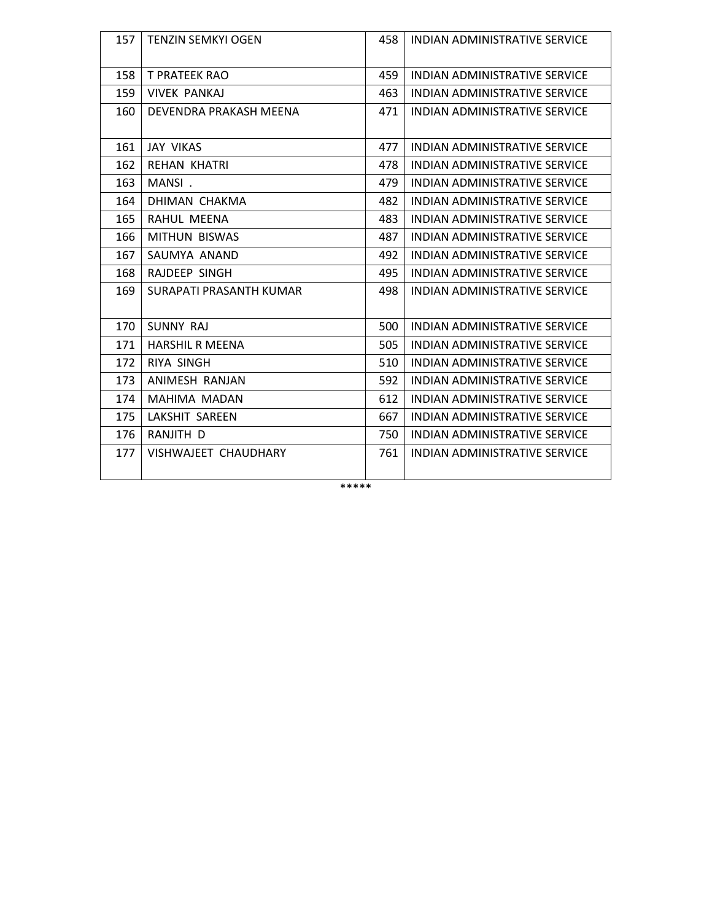| | | | |
|---|---|---|---|
| 157 | TENZIN SEMKYI OGEN | 458 | INDIAN ADMINISTRATIVE SERVICE |
| 158 | T PRATEEK RAO | 459 | INDIAN ADMINISTRATIVE SERVICE |
| 159 | VIVEK PANKAJ | 463 | INDIAN ADMINISTRATIVE SERVICE |
| 160 | DEVENDRA PRAKASH MEENA | 471 | INDIAN ADMINISTRATIVE SERVICE |
| 161 | JAY VIKAS | 477 | INDIAN ADMINISTRATIVE SERVICE |
| 162 | REHAN KHATRI | 478 | INDIAN ADMINISTRATIVE SERVICE |
| 163 | MANSI . | 479 | INDIAN ADMINISTRATIVE SERVICE |
| 164 | DHIMAN CHAKMA | 482 | INDIAN ADMINISTRATIVE SERVICE |
| 165 | RAHUL MEENA | 483 | INDIAN ADMINISTRATIVE SERVICE |
| 166 | MITHUN BISWAS | 487 | INDIAN ADMINISTRATIVE SERVICE |
| 167 | SAUMYA ANAND | 492 | INDIAN ADMINISTRATIVE SERVICE |
| 168 | RAJDEEP SINGH | 495 | INDIAN ADMINISTRATIVE SERVICE |
| 169 | SURAPATI PRASANTH KUMAR | 498 | INDIAN ADMINISTRATIVE SERVICE |
| 170 | SUNNY RAJ | 500 | INDIAN ADMINISTRATIVE SERVICE |
| 171 | HARSHIL R MEENA | 505 | INDIAN ADMINISTRATIVE SERVICE |
| 172 | RIYA SINGH | 510 | INDIAN ADMINISTRATIVE SERVICE |
| 173 | ANIMESH RANJAN | 592 | INDIAN ADMINISTRATIVE SERVICE |
| 174 | MAHIMA MADAN | 612 | INDIAN ADMINISTRATIVE SERVICE |
| 175 | LAKSHIT SAREEN | 667 | INDIAN ADMINISTRATIVE SERVICE |
| 176 | RANJITH D | 750 | INDIAN ADMINISTRATIVE SERVICE |
| 177 | VISHWAJEET CHAUDHARY | 761 | INDIAN ADMINISTRATIVE SERVICE |

*****